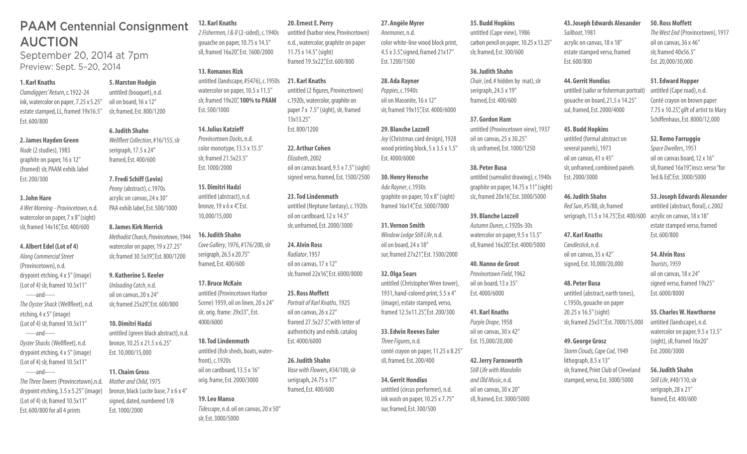# PAAM Centennial Consignment AUCTION

September 20, 2014 at 7pm
Preview: Sept. 5–20, 2014

**1. Karl Knaths**
*Clamdiggers' Return*, c.1922-24
ink, watercolor on paper, 7.25 x 5.25"
estate stamped, LL, framed 19x16.5"
Est. 600/800

**2. James Hayden Green**
*Nude* (2 studies), 1983
graphite on paper, 16 x 12"
(framed) slr, PAAM exhib. label
Est. 200/300

**3. John Hare**
*A Wet Morning - Provincetown*, n.d.
watercolor on paper, 7 x 8" (sight)
slr, framed 14x16", Est. 400/600

**4. Albert Edel (Lot of 4)**
*Along Commercial Street*
(Provincetown), n.d.
drypoint etching, 4 x 5" (image)
(Lot of 4) slr, framed 10.5x11"
-----and-----
*The Oyster Shack* (Wellfleet), n.d.
etching, 4 x 5" (image)
(Lot of 4) slr, framed 10.5x11"
-----and-----
*Oyster Shacks* (Wellfleet), n.d.
drypoint etching, 4 x 5" (image)
(Lot of 4) slr, framed 10.5x11"
-----and-----
*The Three Towers* (Provincetown), n.d.
drypoint etching, 3.5 x 5.25" (image)
(Lot of 4) slr, framed 10.5x11"
Est. 600/800 for all 4 prints

**5. Marston Hodgin**
untitled (bouquet), n.d.
oil on board, 16 x 12"
slr, framed, Est. 800/1200

**6. Judith Shahn**
*Wellfleet Collection*, #16/155, slr
serigraph, 17.5 x 24"
framed, Est. 400/600

**7. Fredi Schiff (Levin)**
*Peony* (abstract), c.1970s
acrylic on canvas, 24 x 30"
PAA exhib label, Est. 500/1000

**8. James Kirk Merrick**
*Methodist Church, Provincetown*, 1944
watercolor on paper, 19 x 27.25"
slr, framed 30.5x39", Est. 800/1200

**9. Katherine S. Keeler**
*Unloading Catch*, n.d.
oil on canvas, 20 x 24"
slr, framed 25x29", Est. 600/800

**10. Dimitri Hadzi**
untitled (green black abstract), n.d.
bronze, 10.25 x 21.5 x 6.25"
Est. 10,000/15,000

**11. Chaim Gross**
*Mother and Child*, 1975
bronze, black Lucite base, 7 x 6 x 4"
signed, dated, numbered 1/8
Est. 1000/2000

**12. Karl Knaths**
*2 Fishermen, I & II* (2-sided), c.1940s
gouache on paper, 10.75 x 14.5"
sll, framed 16x20", Est. 1600/2000

**13. Romanos Rizk**
untitled (landscape, #5476), c.1950s
watercolor on paper, 10.5 x 11.5"
slr, framed 19x20", **100% to PAAM**
Est. 500/1000

**14. Julius Katzieff**
*Provincetown Docks*, n.d.
color monotype, 13.5 x 15.5"
slr, framed 21.5x23.5"
Est. 1000/2000

**15. Dimitri Hadzi**
untitled (abstract), n.d.
bronze, 19 x 6 x 4", Est.
10,000/15,000

**16. Judith Shahn**
*Cove Gallery*, 1976, #176/200, slr
serigraph, 26.5 x 20.75"
framed, Est. 400/600

**17. Bruce McKain**
untitled (Provincetown Harbor Scene) 1959, oil on linen, 20 x 24"
slr, orig. frame: 29x33", Est.
4000/6000

**18. Tod Lindenmuth**
untitled (fish sheds, boats, waterfront), c.1920s
oil on cardboard, 13.5 x 16"
orig. frame, Est. 2000/3000

**19. Leo Manso**
*Tidescape*, n.d. oil on canvas, 20 x 50"
slr, Est. 3000/5000

**20. Ernest E. Perry**
untitled (harbor view, Provincetown)
n.d., watercolor, graphite on paper
11.75 x 14.5" (sight)
framed 19.5x22", Est. 600/800

**21. Karl Knaths**
untitled (2 figures, Provincetown)
c.1920s, watercolor, graphite on paper 7 x 7.5" (sight), slr, framed
13x13.25"
Est. 800/1200

**22. Arthur Cohen**
*Elizabeth*, 2002
oil on canvas board, 9.5 x 7.5" (sight)
signed verso, framed, Est. 1500/2500

**23. Tod Lindenmuth**
untitled (Neptune fantasy), c.1920s
oil on cardboard, 12 x 14.5"
slr, unframed, Est. 2000/3000

**24. Alvin Ross**
*Radiator*, 1957
oil on canvas, 17 x 12"
slr, framed 22x16", Est. 6000/8000

**25. Ross Moffett**
*Portrait of Karl Knaths*, 1925
oil on canvas, 26 x 22"
framed 27.5x27.5", with letter of authenticity and exhib. catalog
Est. 4000/6000

**26. Judith Shahn**
*Vase with Flowers*, #34/100, slr
serigraph, 24.75 x 17"
framed, Est. 400/600

**27. Angèle Myrer**
*Anemones*, n.d.
color white-line wood block print,
4.5 x 3.5", signed, framed 21x17"
Est. 1200/1500

**28. Ada Rayner**
*Poppies*, c.1940s
oil on Masonite, 16 x 12"
slr, framed 19x15", Est. 4000/6000

**29. Blanche Lazzell**
*Joy* (Christmas card design), 1928
wood printing block, 5 x 3.5 x 1.5"
Est. 4000/6000

**30. Henry Hensche**
*Ada Rayner*, c.1930s
graphite on paper, 10 x 8" (sight)
framed 16x14", Est. 5000/7000

**31. Vernon Smith**
*Window Ledge Still Life*, n.d.
oil on board, 24 x 18"
sur, framed 27x21", Est. 1500/2000

**32. Olga Sears**
untitled (Christopher Wren tower),
1931, hand-colored print, 5.5 x 4"
(image), estate stamped, verso,
framed 12.5x11.25", Est. 200/300

**33. Edwin Reeves Euler**
*Three Figures*, n.d.
conté crayon on paper, 11.25 x 8.25"
sll, framed, Est. 200/400

**34. Gerrit Hondius**
untitled (circus performer), n.d.
ink wash on paper, 10.25 x 7.75"
sur, framed, Est. 300/500

**35. Budd Hopkins**
untitled (Cape view), 1986
carbon pencil on paper, 10.25 x 13.25"
slr, framed, Est. 300/600

**36. Judith Shahn**
*Chair*, (ed. # hidden by mat), slr
serigraph, 24.5 x 19"
framed, Est. 400/600

**37. Gordon Ham**
untitled (Provincetown view), 1937
oil on canvas, 25 x 30.25"
slr, unframed, Est. 1000/1250

**38. Peter Busa**
untitled (surrealist drawing), c.1940s
graphite on paper, 14.75 x 11" (sight)
slc, framed 20x16", Est. 3000/5000

**39. Blanche Lazzell**
*Autumn Dunes*, c.1920s-30s
watercolor on paper, 9.5 x 13.5"
sll, framed 16x20", Est. 4000/5000

**40. Nanno de Groot**
*Provincetown Field*, 1962
oil on board, 13 x 35"
Est. 4000/6000

**41. Karl Knaths**
*Purple Drape*, 1958
oil on canvas, 30 x 42"
Est. 15,000/20,000

**42. Jerry Farnsworth**
*Still Life with Mandolin and Old Music*, n.d.
oil on canvas, 30 x 20"
sll, framed, Est. 3000/5000

**43. Joseph Edwards Alexander**
*Sailboat*, 1981
acrylic on canvas, 18 x 18"
estate stamped verso, framed
Est. 600/800

**44. Gerrit Hondius**
untitled (sailor or fisherman portrait)
oil on board, 21.5 x 14.25"
sul, framed, Est. 2000/4000

**45. Budd Hopkins**
untitled (formal abstract on several panels), 1973
oil on canvas, 41 x 45"
slr, unframed, combined panels
Est. 2000/3000

**46. Judith Shahn**
*Red Sun*, #5/88, slr, framed
serigraph, 11.5 x 14.75", Est. 400/600

**47. Karl Knaths**
*Candlestick*, n.d.
oil on canvas, 35 x 42"
signed, Est. 10,000/20,000

**48. Peter Busa**
untitled (abstract, earth tones),
c.1950s, gouache on paper
20.25 x 16.5" (sight)
slr, framed 25x31", Est. 7000/15,000

**49. George Grosz**
*Storm Clouds, Cape Cod*, 1949
lithograph, 8.5 x 13"
slr, framed, Print Club of Cleveland
stamped, verso, Est. 3000/5000

**50. Ross Moffett**
*The West End* (Provincetown), 1917
oil on canvas, 36 x 46"
slr, framed 40x56.5"
Est. 20,000/30,000

**51. Edward Hopper**
untitled (Cape road), n.d.
Conté crayon on brown paper
7.75 x 10.25", gift of artist to Mary Schiffenhaus, Est. 8000/12,000

**52. Remo Farruggio**
*Space Dwellers*, 1951
oil on canvas board, 12 x 16"
sll, framed 16x19", inscr. verso "for Ted & Ed", Est. 3000/5000

**53. Joseph Edwards Alexander**
untitled (abstract, floral), c.2002
acrylic on canvas, 18 x 18"
estate stamped verso, framed
Est. 600/800

**54. Alvin Ross**
*Tourists*, 1959
oil on canvas, 18 x 24"
signed verso, framed 19x25"
Est. 6000/8000

**55. Charles W. Hawthorne**
untitled (landscape), n.d.
watercolor on paper, 9.5 x 13.5"
(sight), sll, framed 16x20"
Est. 2000/3000

**56. Judith Shahn**
*Still Life*, #40/110, slr
serigraph, 28 x 21"
framed, Est. 400/600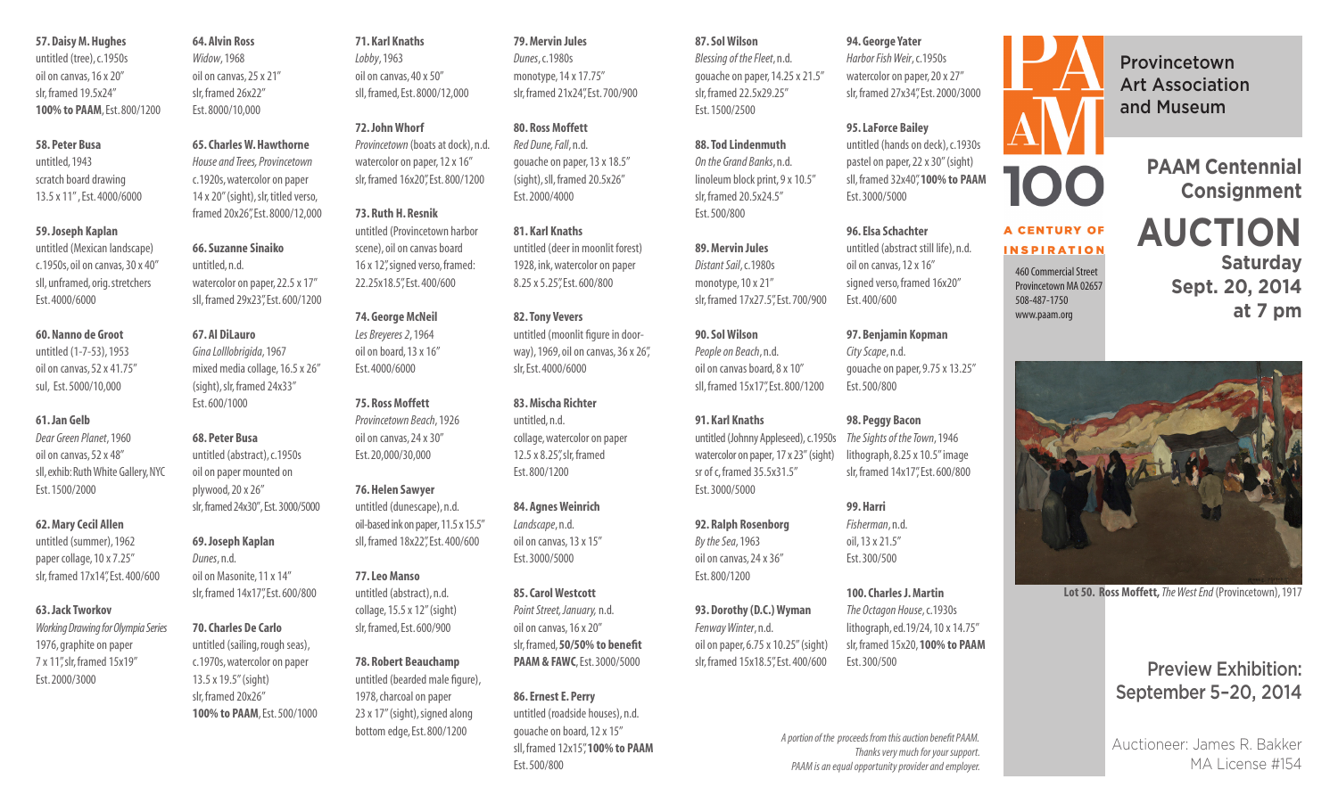**57. Daisy M. Hughes**
untitled (tree), c.1950s
oil on canvas, 16 x 20"
slr, framed 19.5x24"
**100% to PAAM**, Est. 800/1200

**58. Peter Busa**
untitled, 1943
scratch board drawing
13.5 x 11" , Est. 4000/6000

**59. Joseph Kaplan**
untitled (Mexican landscape)
c.1950s, oil on canvas, 30 x 40"
sll, unframed, orig. stretchers
Est. 4000/6000

**60. Nanno de Groot**
untitled (1-7-53), 1953
oil on canvas, 52 x 41.75"
sul, Est. 5000/10,000

**61. Jan Gelb**
*Dear Green Planet*, 1960
oil on canvas, 52 x 48"
sll, exhib: Ruth White Gallery, NYC
Est. 1500/2000

**62. Mary Cecil Allen**
untitled (summer), 1962
paper collage, 10 x 7.25"
slr, framed 17x14", Est. 400/600

**63. Jack Tworkov**
*Working Drawing for Olympia Series*
1976, graphite on paper
7 x 11", slr, framed 15x19"
Est. 2000/3000

**64. Alvin Ross**
*Widow*, 1968
oil on canvas, 25 x 21"
slr, framed 26x22"
Est. 8000/10,000

**65. Charles W. Hawthorne**
*House and Trees, Provincetown*
c.1920s, watercolor on paper
14 x 20" (sight), slr, titled verso,
framed 20x26", Est. 8000/12,000

**66. Suzanne Sinaiko**
untitled, n.d.
watercolor on paper, 22.5 x 17"
sll, framed 29x23", Est. 600/1200

**67. Al DiLauro**
*Gina Lolllobrigida*, 1967
mixed media collage, 16.5 x 26"
(sight), slr, framed 24x33"
Est. 600/1000

**68. Peter Busa**
untitled (abstract), c.1950s
oil on paper mounted on
plywood, 20 x 26"
slr, framed 24x30", Est. 3000/5000

**69. Joseph Kaplan**
*Dunes*, n.d.
oil on Masonite, 11 x 14"
slr, framed 14x17", Est. 600/800

**70. Charles De Carlo**
untitled (sailing, rough seas),
c.1970s, watercolor on paper
13.5 x 19.5" (sight)
slr, framed 20x26"
**100% to PAAM**, Est. 500/1000

**71. Karl Knaths**
*Lobby*, 1963
oil on canvas, 40 x 50"
sll, framed, Est. 8000/12,000

**72. John Whorf**
*Provincetown* (boats at dock), n.d.
watercolor on paper, 12 x 16"
slr, framed 16x20", Est. 800/1200

**73. Ruth H. Resnik**
untitled (Provincetown harbor
scene), oil on canvas board
16 x 12", signed verso, framed:
22.25x18.5", Est. 400/600

**74. George McNeil**
*Les Breyeres 2*, 1964
oil on board, 13 x 16"
Est. 4000/6000

**75. Ross Moffett**
*Provincetown Beach*, 1926
oil on canvas, 24 x 30"
Est. 20,000/30,000

**76. Helen Sawyer**
untitled (dunescape), n.d.
oil-based ink on paper, 11.5 x 15.5"
sll, framed 18x22", Est. 400/600

**77. Leo Manso**
untitled (abstract), n.d.
collage, 15.5 x 12" (sight)
slr, framed, Est. 600/900

**78. Robert Beauchamp**
untitled (bearded male figure),
1978, charcoal on paper
23 x 17" (sight), signed along
bottom edge, Est. 800/1200

**79. Mervin Jules**
*Dunes*, c.1980s
monotype, 14 x 17.75"
slr, framed 21x24", Est. 700/900

**80. Ross Moffett**
*Red Dune, Fall*, n.d.
gouache on paper, 13 x 18.5"
(sight), sll, framed 20.5x26"
Est. 2000/4000

**81. Karl Knaths**
untitled (deer in moonlit forest)
1928, ink, watercolor on paper
8.25 x 5.25", Est. 600/800

**82. Tony Vevers**
untitled (moonlit figure in door-
way), 1969, oil on canvas, 36 x 26",
slr, Est. 4000/6000

**83. Mischa Richter**
untitled, n.d.
collage, watercolor on paper
12.5 x 8.25", slr, framed
Est. 800/1200

**84. Agnes Weinrich**
*Landscape*, n.d.
oil on canvas, 13 x 15"
Est. 3000/5000

**85. Carol Westcott**
*Point Street, January,* n.d.
oil on canvas, 16 x 20"
slr, framed, **50/50% to benefit PAAM & FAWC**, Est. 3000/5000

**86. Ernest E. Perry**
untitled (roadside houses), n.d.
gouache on board, 12 x 15"
sll, framed 12x15", **100% to PAAM**
Est. 500/800

**87. Sol Wilson**
*Blessing of the Fleet*, n.d.
gouache on paper, 14.25 x 21.5"
slr, framed 22.5x29.25"
Est. 1500/2500

**88. Tod Lindenmuth**
*On the Grand Banks*, n.d.
linoleum block print, 9 x 10.5"
slr, framed 20.5x24.5"
Est. 500/800

**89. Mervin Jules**
*Distant Sail*, c.1980s
monotype, 10 x 21"
slr, framed 17x27.5", Est. 700/900

**90. Sol Wilson**
*People on Beach*, n.d.
oil on canvas board, 8 x 10"
sll, framed 15x17", Est. 800/1200

**91. Karl Knaths**
untitled (Johnny Appleseed), c.1950s
watercolor on paper, 17 x 23" (sight)
sr of c, framed 35.5x31.5"
Est. 3000/5000

**92. Ralph Rosenborg**
*By the Sea*, 1963
oil on canvas, 24 x 36"
Est. 800/1200

**93. Dorothy (D.C.) Wyman**
*Fenway Winter*, n.d.
oil on paper, 6.75 x 10.25" (sight)
slr, framed 15x18.5", Est. 400/600

**94. George Yater**
*Harbor Fish Weir*, c.1950s
watercolor on paper, 20 x 27"
slr, framed 27x34", Est. 2000/3000

**95. LaForce Bailey**
untitled (hands on deck), c.1930s
pastel on paper, 22 x 30" (sight)
sll, framed 32x40", **100% to PAAM**
Est. 3000/5000

**96. Elsa Schachter**
untitled (abstract still life), n.d.
oil on canvas, 12 x 16"
signed verso, framed 16x20"
Est. 400/600

**97. Benjamin Kopman**
*City Scape*, n.d.
gouache on paper, 9.75 x 13.25"
Est. 500/800

**98. Peggy Bacon**
*The Sights of the Town*, 1946
lithograph, 8.25 x 10.5" image
slr, framed 14x17", Est. 600/800

**99. Harri**
*Fisherman*, n.d.
oil, 13 x 21.5"
Est. 300/500

**100. Charles J. Martin**
*The Octagon House*, c.1930s
lithograph, ed.19/24, 10 x 14.75"
slr, framed 15x20, **100% to PAAM**
Est. 300/500

*A portion of the proceeds from this auction benefit PAAM.*
*Thanks very much for your support.*
*PAAM is an equal opportunity provider and employer.*

PA
AM
100
A CENTURY OF INSPIRATION

460 Commercial Street
Provincetown MA 02657
508-487-1750
www.paam.org

Provincetown Art Association and Museum

## PAAM Centennial Consignment

# AUCTION

**Saturday Sept. 20, 2014 at 7 pm**

**Lot 50. Ross Moffett,** *The West End* (Provincetown), 1917

## Preview Exhibition: September 5–20, 2014

Auctioneer: James R. Bakker
MA License #154